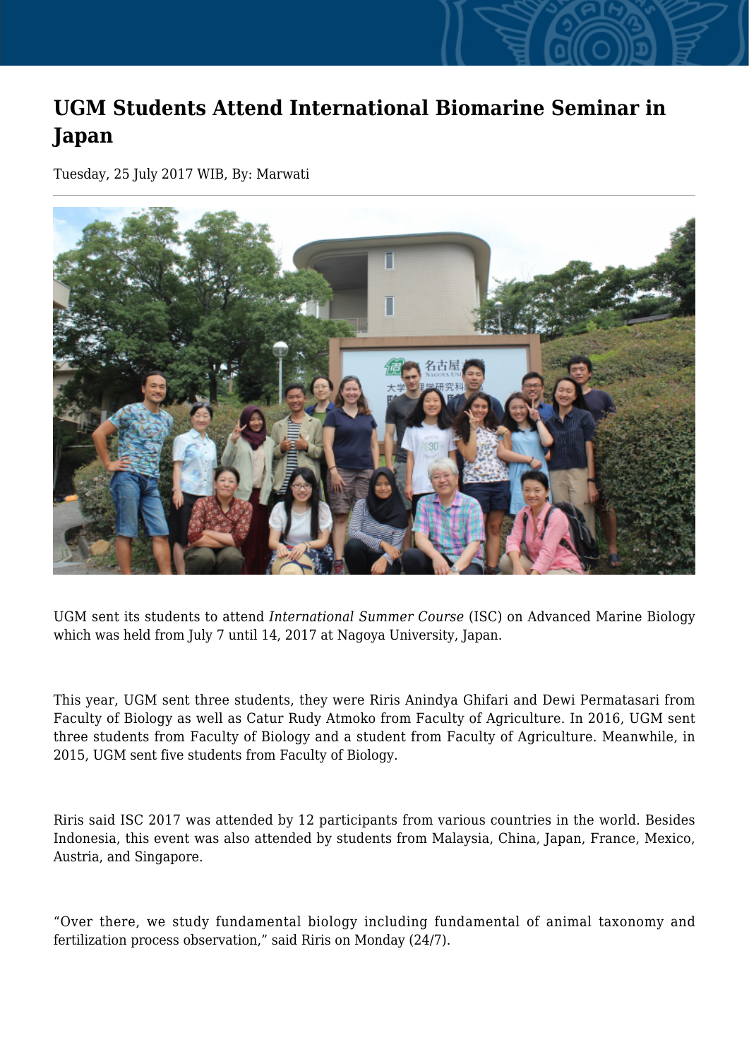# UGM Students Attend International Biomarine Seminar in Japan

Tuesday, 25 July 2017 WIB, By: Marwati

UGM sent its students to attend *International Summer Course* (ISC) on Advanced Marine Biology which was held from July 7 until 14, 2017 at Nagoya University, Japan.

This year, UGM sent three students, they were Riris Anindya Ghifari and Dewi Permatasari from Faculty of Biology as well as Catur Rudy Atmoko from Faculty of Agriculture. In 2016, UGM sent three students from Faculty of Biology and a student from Faculty of Agriculture. Meanwhile, in 2015, UGM sent five students from Faculty of Biology.

Riris said ISC 2017 was attended by 12 participants from various countries in the world. Besides Indonesia, this event was also attended by students from Malaysia, China, Japan, France, Mexico, Austria, and Singapore.

"Over there, we study fundamental biology including fundamental of animal taxonomy and fertilization process observation," said Riris on Monday (24/7).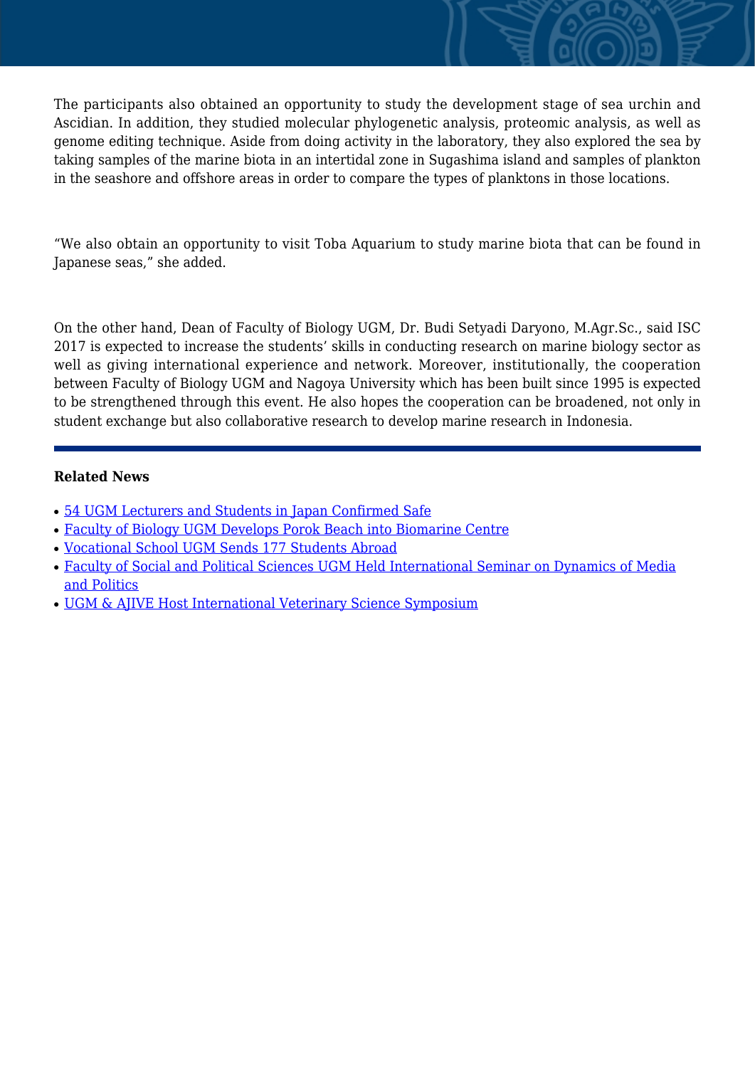The participants also obtained an opportunity to study the development stage of sea urchin and Ascidian. In addition, they studied molecular phylogenetic analysis, proteomic analysis, as well as genome editing technique. Aside from doing activity in the laboratory, they also explored the sea by taking samples of the marine biota in an intertidal zone in Sugashima island and samples of plankton in the seashore and offshore areas in order to compare the types of planktons in those locations.

"We also obtain an opportunity to visit Toba Aquarium to study marine biota that can be found in Japanese seas," she added.

On the other hand, Dean of Faculty of Biology UGM, Dr. Budi Setyadi Daryono, M.Agr.Sc., said ISC 2017 is expected to increase the students' skills in conducting research on marine biology sector as well as giving international experience and network. Moreover, institutionally, the cooperation between Faculty of Biology UGM and Nagoya University which has been built since 1995 is expected to be strengthened through this event. He also hopes the cooperation can be broadened, not only in student exchange but also collaborative research to develop marine research in Indonesia.

---

**Related News**

- 54 UGM Lecturers and Students in Japan Confirmed Safe
- Faculty of Biology UGM Develops Porok Beach into Biomarine Centre
- Vocational School UGM Sends 177 Students Abroad
- Faculty of Social and Political Sciences UGM Held International Seminar on Dynamics of Media and Politics
- UGM & AJIVE Host International Veterinary Science Symposium